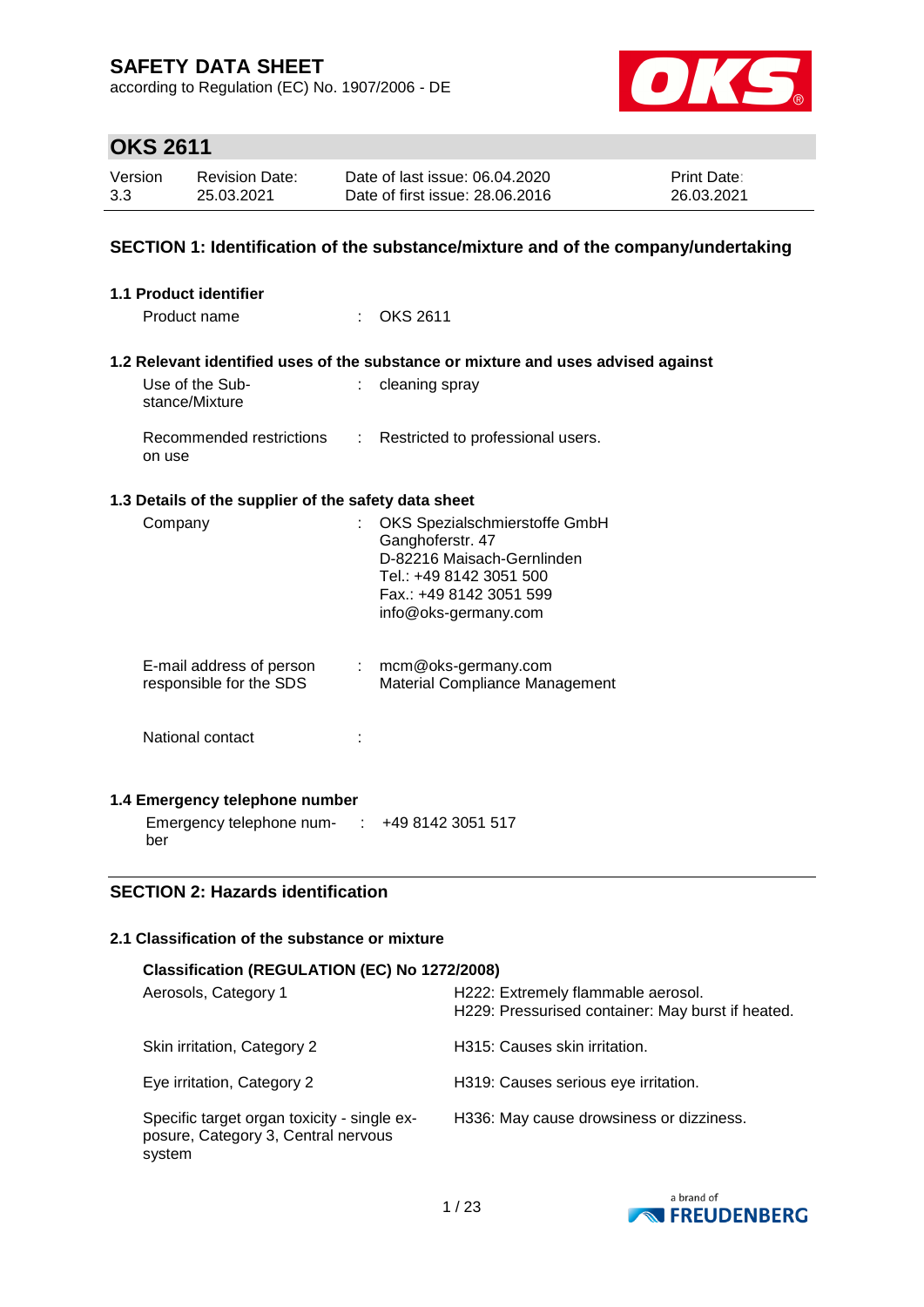# SAFETY DATA SHEET

according to Regulation (EC) No. 1907/2006 - DE

## OKS 2611

| Version | Revision Date: | Date of last issue: 06.04.2020 | Print Date: |
|---|---|---|---|
| 3.3 | 25.03.2021 | Date of first issue: 28.06.2016 | 26.03.2021 |

## SECTION 1: Identification of the substance/mixture and of the company/undertaking

### 1.1 Product identifier

Product name : OKS 2611

### 1.2 Relevant identified uses of the substance or mixture and uses advised against

Use of the Substance/Mixture : cleaning spray

Recommended restrictions on use : Restricted to professional users.

### 1.3 Details of the supplier of the safety data sheet

Company : OKS Spezialschmierstoffe GmbH
Ganghoferstr. 47
D-82216 Maisach-Gernlinden
Tel.: +49 8142 3051 500
Fax.: +49 8142 3051 599
info@oks-germany.com

E-mail address of person responsible for the SDS : mcm@oks-germany.com
Material Compliance Management

National contact :

### 1.4 Emergency telephone number

Emergency telephone number : +49 8142 3051 517

## SECTION 2: Hazards identification

### 2.1 Classification of the substance or mixture

**Classification (REGULATION (EC) No 1272/2008)**

| | |
|---|---|
| Aerosols, Category 1 | H222: Extremely flammable aerosol.<br>H229: Pressurised container: May burst if heated. |
| Skin irritation, Category 2 | H315: Causes skin irritation. |
| Eye irritation, Category 2 | H319: Causes serious eye irritation. |
| Specific target organ toxicity - single exposure, Category 3, Central nervous system | H336: May cause drowsiness or dizziness. |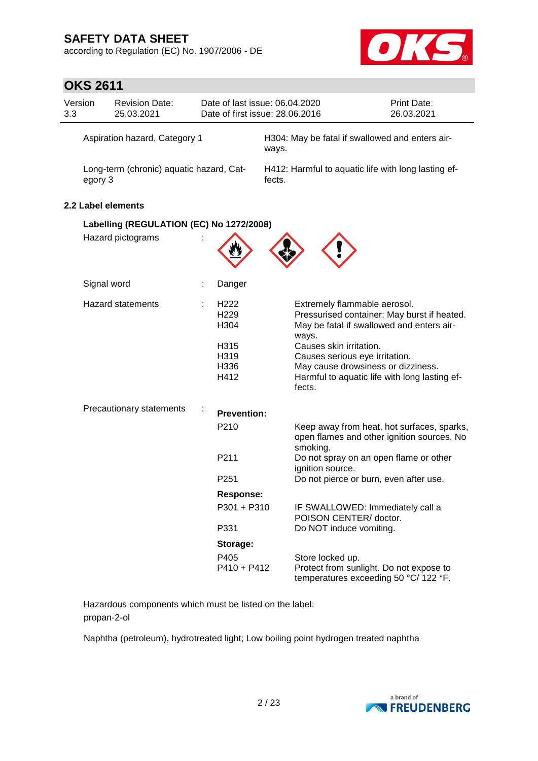| | |
|---|---|
| Aspiration hazard, Category 1 | H304: May be fatal if swallowed and enters airways. |
| Long-term (chronic) aquatic hazard, Category 3 | H412: Harmful to aquatic life with long lasting effects. |

### 2.2 Label elements

**Labelling (REGULATION (EC) No 1272/2008)**

Hazard pictograms :

Signal word : Danger

Hazard statements :

| | |
|---|---|
| H222 | Extremely flammable aerosol. |
| H229 | Pressurised container: May burst if heated. |
| H304 | May be fatal if swallowed and enters airways. |
| H315 | Causes skin irritation. |
| H319 | Causes serious eye irritation. |
| H336 | May cause drowsiness or dizziness. |
| H412 | Harmful to aquatic life with long lasting effects. |

Precautionary statements :

**Prevention:**

| | |
|---|---|
| P210 | Keep away from heat, hot surfaces, sparks, open flames and other ignition sources. No smoking. |
| P211 | Do not spray on an open flame or other ignition source. |
| P251 | Do not pierce or burn, even after use. |

**Response:**

| | |
|---|---|
| P301 + P310 | IF SWALLOWED: Immediately call a POISON CENTER/ doctor. |
| P331 | Do NOT induce vomiting. |

**Storage:**

| | |
|---|---|
| P405 | Store locked up. |
| P410 + P412 | Protect from sunlight. Do not expose to temperatures exceeding 50 °C/ 122 °F. |

Hazardous components which must be listed on the label:
propan-2-ol

Naphtha (petroleum), hydrotreated light; Low boiling point hydrogen treated naphtha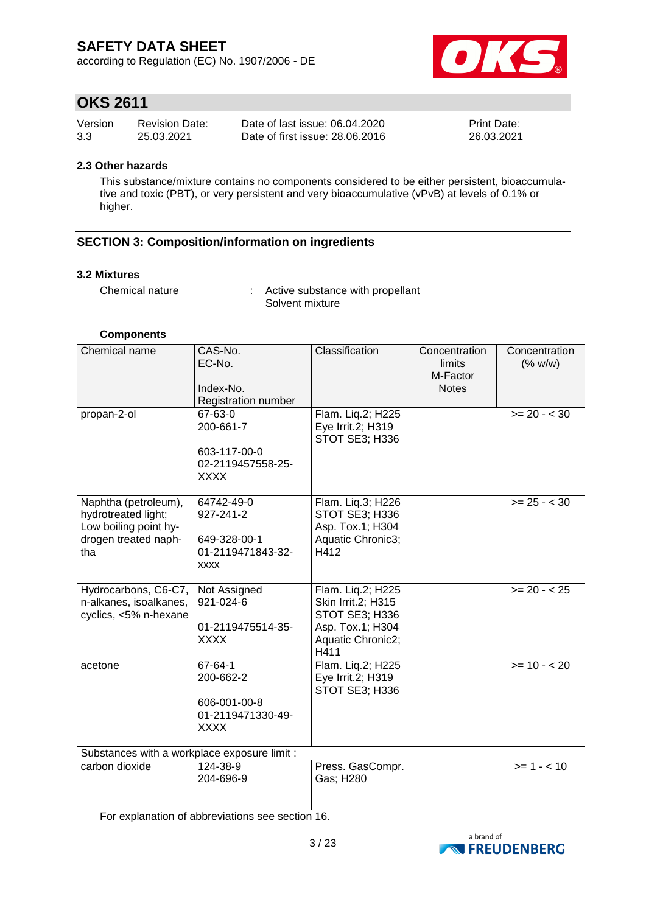### 2.3 Other hazards

This substance/mixture contains no components considered to be either persistent, bioaccumulative and toxic (PBT), or very persistent and very bioaccumulative (vPvB) at levels of 0.1% or higher.

## SECTION 3: Composition/information on ingredients

### 3.2 Mixtures

Chemical nature : Active substance with propellant
Solvent mixture

**Components**

| Chemical name | CAS-No.<br>EC-No.<br><br>Index-No.<br>Registration number | Classification | Concentration limits<br>M-Factor<br>Notes | Concentration (% w/w) |
|---|---|---|---|---|
| propan-2-ol | 67-63-0<br>200-661-7<br><br>603-117-00-0<br>02-2119457558-25-XXXX | Flam. Liq.2; H225<br>Eye Irrit.2; H319<br>STOT SE3; H336 | | >= 20 - < 30 |
| Naphtha (petroleum), hydrotreated light; Low boiling point hydrogen treated naphtha | 64742-49-0<br>927-241-2<br><br>649-328-00-1<br>01-2119471843-32-xxxx | Flam. Liq.3; H226<br>STOT SE3; H336<br>Asp. Tox.1; H304<br>Aquatic Chronic3; H412 | | >= 25 - < 30 |
| Hydrocarbons, C6-C7, n-alkanes, isoalkanes, cyclics, <5% n-hexane | Not Assigned<br>921-024-6<br><br>01-2119475514-35-XXXX | Flam. Liq.2; H225<br>Skin Irrit.2; H315<br>STOT SE3; H336<br>Asp. Tox.1; H304<br>Aquatic Chronic2; H411 | | >= 20 - < 25 |
| acetone | 67-64-1<br>200-662-2<br><br>606-001-00-8<br>01-2119471330-49-XXXX | Flam. Liq.2; H225<br>Eye Irrit.2; H319<br>STOT SE3; H336 | | >= 10 - < 20 |
| Substances with a workplace exposure limit : | | | | |
| carbon dioxide | 124-38-9<br>204-696-9 | Press. GasCompr. Gas; H280 | | >= 1 - < 10 |

For explanation of abbreviations see section 16.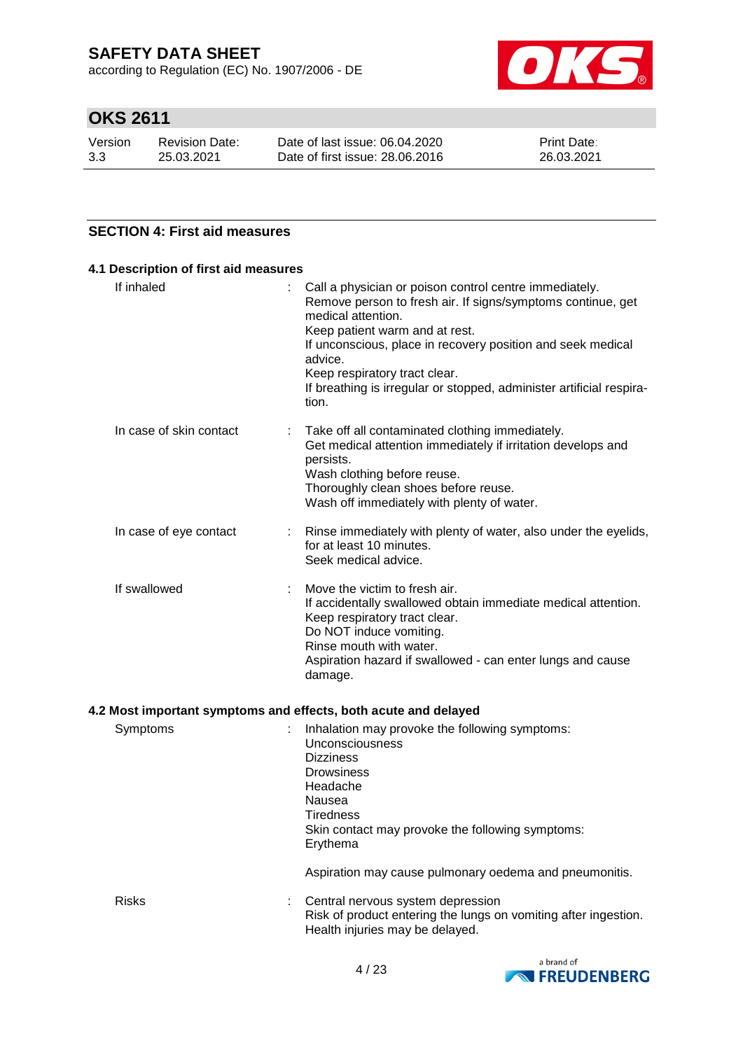# OKS 2611

| Version | Revision Date: | Date of last issue: 06.04.2020 | Print Date: |
|---|---|---|---|
| 3.3 | 25.03.2021 | Date of first issue: 28.06.2016 | 26.03.2021 |

## SECTION 4: First aid measures

### 4.1 Description of first aid measures

| | | |
|---|---|---|
| If inhaled | : | Call a physician or poison control centre immediately.<br>Remove person to fresh air. If signs/symptoms continue, get medical attention.<br>Keep patient warm and at rest.<br>If unconscious, place in recovery position and seek medical advice.<br>Keep respiratory tract clear.<br>If breathing is irregular or stopped, administer artificial respiration. |
| In case of skin contact | : | Take off all contaminated clothing immediately.<br>Get medical attention immediately if irritation develops and persists.<br>Wash clothing before reuse.<br>Thoroughly clean shoes before reuse.<br>Wash off immediately with plenty of water. |
| In case of eye contact | : | Rinse immediately with plenty of water, also under the eyelids, for at least 10 minutes.<br>Seek medical advice. |
| If swallowed | : | Move the victim to fresh air.<br>If accidentally swallowed obtain immediate medical attention.<br>Keep respiratory tract clear.<br>Do NOT induce vomiting.<br>Rinse mouth with water.<br>Aspiration hazard if swallowed - can enter lungs and cause damage. |

### 4.2 Most important symptoms and effects, both acute and delayed

| | | |
|---|---|---|
| Symptoms | : | Inhalation may provoke the following symptoms:<br>Unconsciousness<br>Dizziness<br>Drowsiness<br>Headache<br>Nausea<br>Tiredness<br>Skin contact may provoke the following symptoms:<br>Erythema<br><br>Aspiration may cause pulmonary oedema and pneumonitis. |
| Risks | : | Central nervous system depression<br>Risk of product entering the lungs on vomiting after ingestion.<br>Health injuries may be delayed. |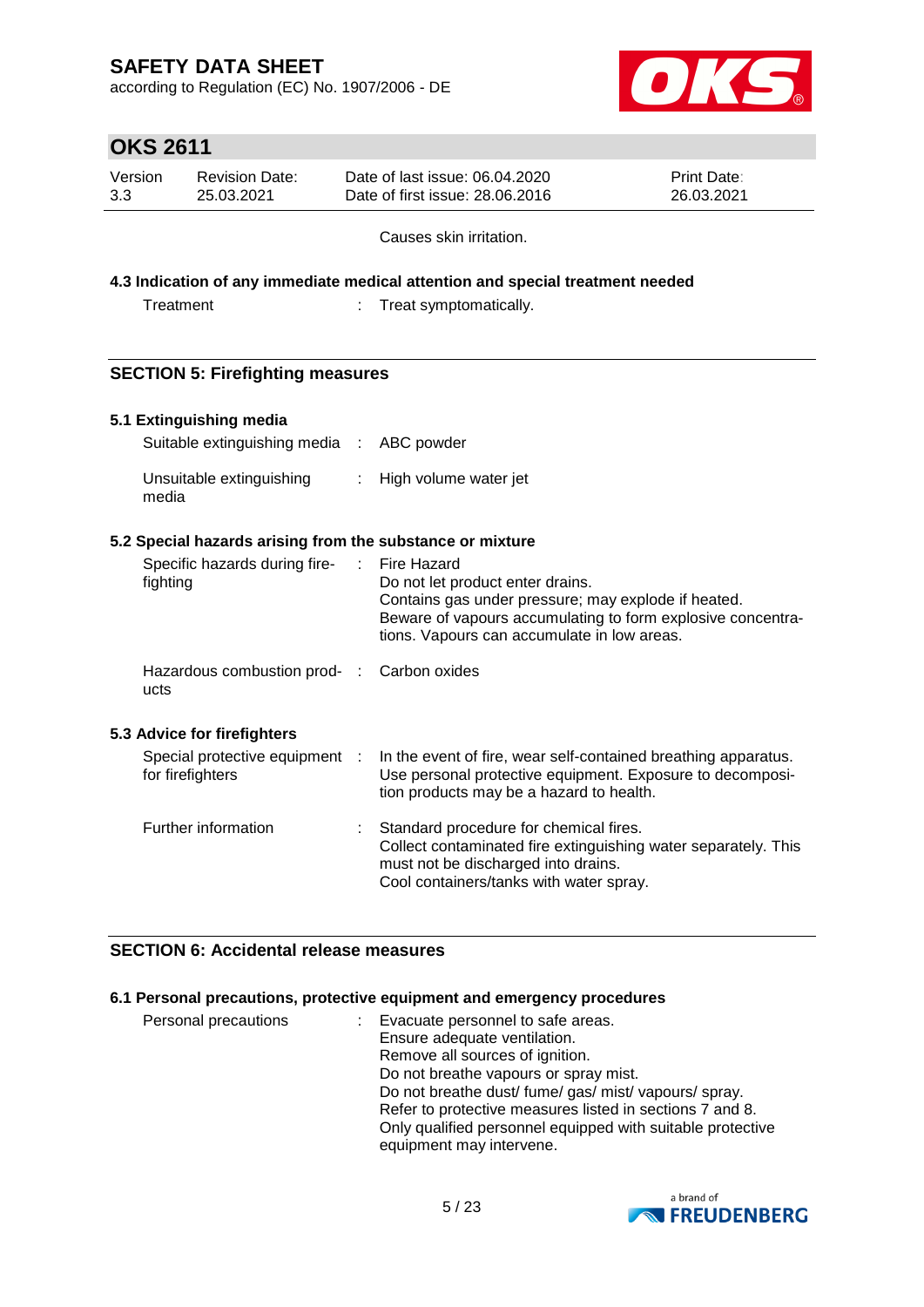Causes skin irritation.

### 4.3 Indication of any immediate medical attention and special treatment needed

| | | |
|---|---|---|
| Treatment | : | Treat symptomatically. |

## SECTION 5: Firefighting measures

### 5.1 Extinguishing media

| | | |
|---|---|---|
| Suitable extinguishing media | : | ABC powder |
| Unsuitable extinguishing media | : | High volume water jet |

### 5.2 Special hazards arising from the substance or mixture

| | | |
|---|---|---|
| Specific hazards during fire-fighting | : | Fire Hazard<br>Do not let product enter drains.<br>Contains gas under pressure; may explode if heated.<br>Beware of vapours accumulating to form explosive concentrations. Vapours can accumulate in low areas. |
| Hazardous combustion products | : | Carbon oxides |

### 5.3 Advice for firefighters

| | | |
|---|---|---|
| Special protective equipment for firefighters | : | In the event of fire, wear self-contained breathing apparatus.<br>Use personal protective equipment. Exposure to decomposition products may be a hazard to health. |
| Further information | : | Standard procedure for chemical fires.<br>Collect contaminated fire extinguishing water separately. This must not be discharged into drains.<br>Cool containers/tanks with water spray. |

## SECTION 6: Accidental release measures

### 6.1 Personal precautions, protective equipment and emergency procedures

| | | |
|---|---|---|
| Personal precautions | : | Evacuate personnel to safe areas.<br>Ensure adequate ventilation.<br>Remove all sources of ignition.<br>Do not breathe vapours or spray mist.<br>Do not breathe dust/ fume/ gas/ mist/ vapours/ spray.<br>Refer to protective measures listed in sections 7 and 8.<br>Only qualified personnel equipped with suitable protective equipment may intervene. |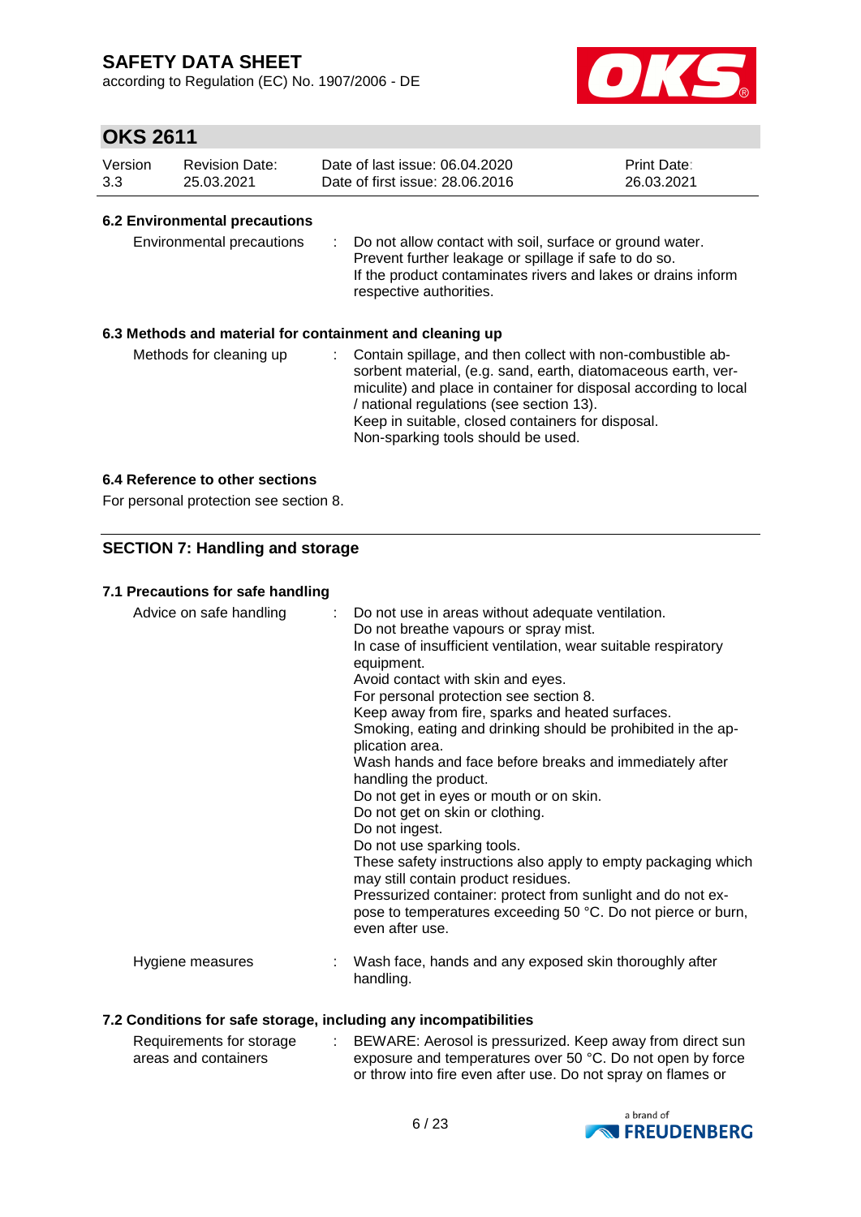### 6.2 Environmental precautions

| | |
|---|---|
| Environmental precautions | : Do not allow contact with soil, surface or ground water.<br>Prevent further leakage or spillage if safe to do so.<br>If the product contaminates rivers and lakes or drains inform respective authorities. |

### 6.3 Methods and material for containment and cleaning up

| | |
|---|---|
| Methods for cleaning up | : Contain spillage, and then collect with non-combustible absorbent material, (e.g. sand, earth, diatomaceous earth, vermiculite) and place in container for disposal according to local / national regulations (see section 13).<br>Keep in suitable, closed containers for disposal.<br>Non-sparking tools should be used. |

### 6.4 Reference to other sections

For personal protection see section 8.

## SECTION 7: Handling and storage

### 7.1 Precautions for safe handling

| | |
|---|---|
| Advice on safe handling | : Do not use in areas without adequate ventilation.<br>Do not breathe vapours or spray mist.<br>In case of insufficient ventilation, wear suitable respiratory equipment.<br>Avoid contact with skin and eyes.<br>For personal protection see section 8.<br>Keep away from fire, sparks and heated surfaces.<br>Smoking, eating and drinking should be prohibited in the application area.<br>Wash hands and face before breaks and immediately after handling the product.<br>Do not get in eyes or mouth or on skin.<br>Do not get on skin or clothing.<br>Do not ingest.<br>Do not use sparking tools.<br>These safety instructions also apply to empty packaging which may still contain product residues.<br>Pressurized container: protect from sunlight and do not expose to temperatures exceeding 50 °C. Do not pierce or burn, even after use. |
| Hygiene measures | : Wash face, hands and any exposed skin thoroughly after handling. |

### 7.2 Conditions for safe storage, including any incompatibilities

| | |
|---|---|
| Requirements for storage areas and containers | : BEWARE: Aerosol is pressurized. Keep away from direct sun exposure and temperatures over 50 °C. Do not open by force or throw into fire even after use. Do not spray on flames or |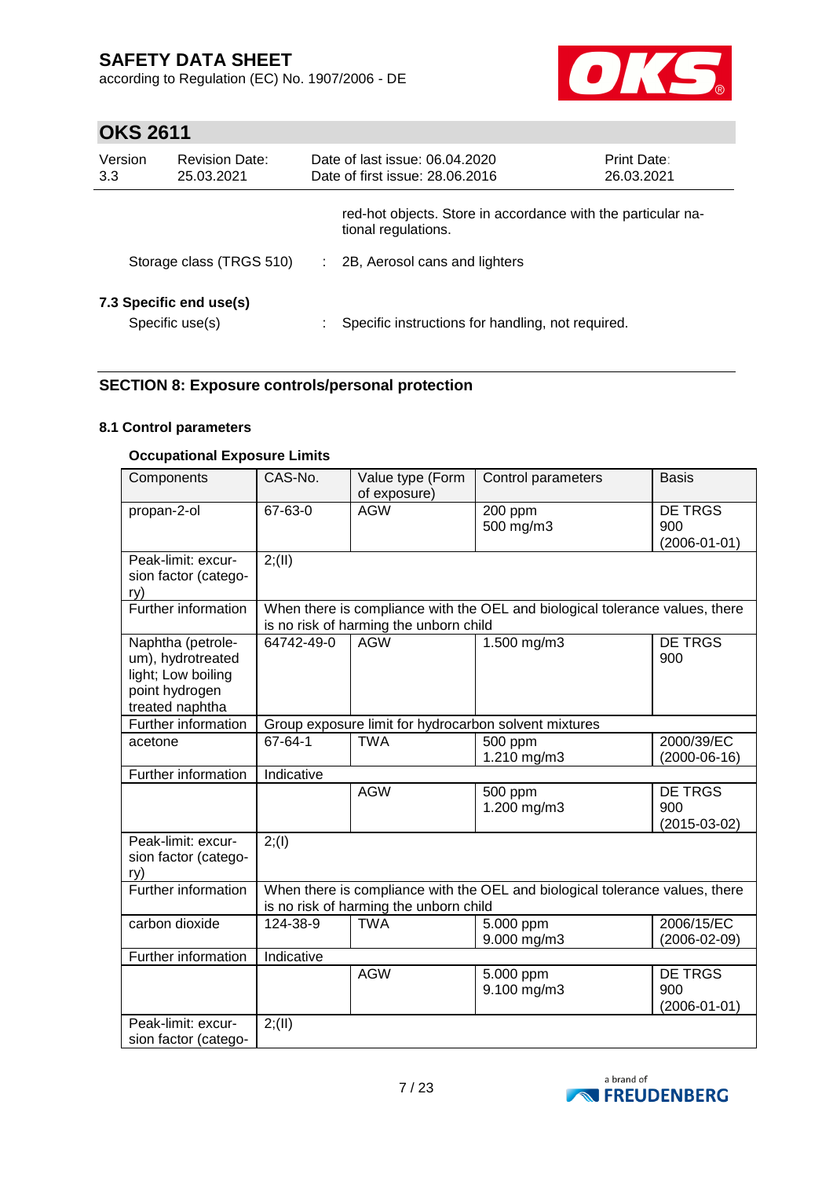red-hot objects. Store in accordance with the particular national regulations.

Storage class (TRGS 510) : 2B, Aerosol cans and lighters

### 7.3 Specific end use(s)

Specific use(s) : Specific instructions for handling, not required.

## SECTION 8: Exposure controls/personal protection

### 8.1 Control parameters

**Occupational Exposure Limits**

| Components | CAS-No. | Value type (Form of exposure) | Control parameters | Basis |
|---|---|---|---|---|
| propan-2-ol | 67-63-0 | AGW | 200 ppm<br>500 mg/m3 | DE TRGS 900 (2006-01-01) |
| Peak-limit: excursion factor (category) | 2;(II) | | | |
| Further information | When there is compliance with the OEL and biological tolerance values, there is no risk of harming the unborn child | | | |
| Naphtha (petroleum), hydrotreated light; Low boiling point hydrogen treated naphtha | 64742-49-0 | AGW | 1.500 mg/m3 | DE TRGS 900 |
| Further information | Group exposure limit for hydrocarbon solvent mixtures | | | |
| acetone | 67-64-1 | TWA | 500 ppm<br>1.210 mg/m3 | 2000/39/EC (2000-06-16) |
| Further information | Indicative | | | |
| | | AGW | 500 ppm<br>1.200 mg/m3 | DE TRGS 900 (2015-03-02) |
| Peak-limit: excursion factor (category) | 2;(I) | | | |
| Further information | When there is compliance with the OEL and biological tolerance values, there is no risk of harming the unborn child | | | |
| carbon dioxide | 124-38-9 | TWA | 5.000 ppm<br>9.000 mg/m3 | 2006/15/EC (2006-02-09) |
| Further information | Indicative | | | |
| | | AGW | 5.000 ppm<br>9.100 mg/m3 | DE TRGS 900 (2006-01-01) |
| Peak-limit: excursion factor (catego- | 2;(II) | | | |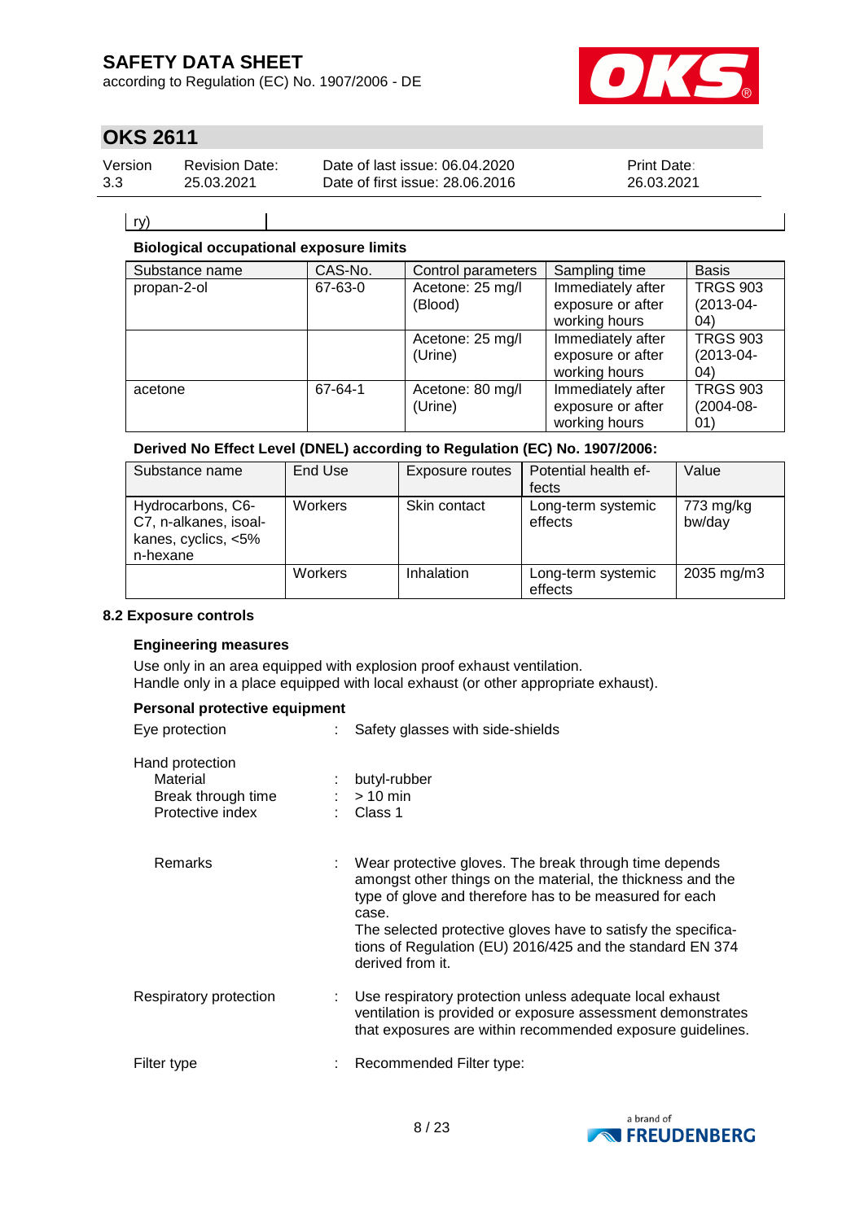| ry) | |
|---|---|

**Biological occupational exposure limits**

| Substance name | CAS-No. | Control parameters | Sampling time | Basis |
|---|---|---|---|---|
| propan-2-ol | 67-63-0 | Acetone: 25 mg/l (Blood) | Immediately after exposure or after working hours | TRGS 903 (2013-04-04) |
| | | Acetone: 25 mg/l (Urine) | Immediately after exposure or after working hours | TRGS 903 (2013-04-04) |
| acetone | 67-64-1 | Acetone: 80 mg/l (Urine) | Immediately after exposure or after working hours | TRGS 903 (2004-08-01) |

**Derived No Effect Level (DNEL) according to Regulation (EC) No. 1907/2006:**

| Substance name | End Use | Exposure routes | Potential health effects | Value |
|---|---|---|---|---|
| Hydrocarbons, C6-C7, n-alkanes, isoalkanes, cyclics, <5% n-hexane | Workers | Skin contact | Long-term systemic effects | 773 mg/kg bw/day |
| | Workers | Inhalation | Long-term systemic effects | 2035 mg/m3 |

## 8.2 Exposure controls

**Engineering measures**

Use only in an area equipped with explosion proof exhaust ventilation.
Handle only in a place equipped with local exhaust (or other appropriate exhaust).

**Personal protective equipment**

Eye protection : Safety glasses with side-shields

Hand protection
- Material : butyl-rubber
- Break through time : > 10 min
- Protective index : Class 1

Remarks : Wear protective gloves. The break through time depends amongst other things on the material, the thickness and the type of glove and therefore has to be measured for each case.
The selected protective gloves have to satisfy the specifications of Regulation (EU) 2016/425 and the standard EN 374 derived from it.

Respiratory protection : Use respiratory protection unless adequate local exhaust ventilation is provided or exposure assessment demonstrates that exposures are within recommended exposure guidelines.

Filter type : Recommended Filter type: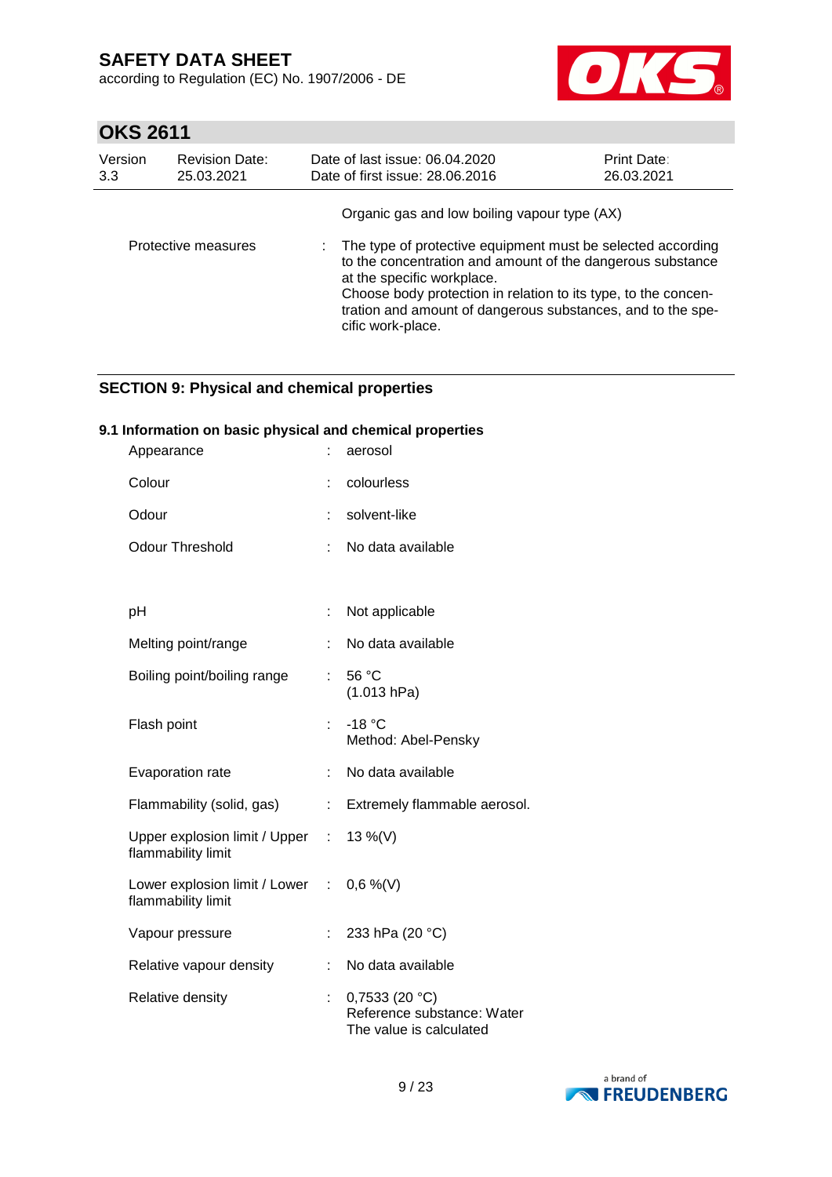Organic gas and low boiling vapour type (AX)

| | | |
|---|---|---|
| Protective measures | : | The type of protective equipment must be selected according to the concentration and amount of the dangerous substance at the specific workplace.<br>Choose body protection in relation to its type, to the concentration and amount of dangerous substances, and to the specific work-place. |

## SECTION 9: Physical and chemical properties

### 9.1 Information on basic physical and chemical properties

| | | |
|---|---|---|
| Appearance | : | aerosol |
| Colour | : | colourless |
| Odour | : | solvent-like |
| Odour Threshold | : | No data available |
| pH | : | Not applicable |
| Melting point/range | : | No data available |
| Boiling point/boiling range | : | 56 °C<br>(1.013 hPa) |
| Flash point | : | -18 °C<br>Method: Abel-Pensky |
| Evaporation rate | : | No data available |
| Flammability (solid, gas) | : | Extremely flammable aerosol. |
| Upper explosion limit / Upper flammability limit | : | 13 %(V) |
| Lower explosion limit / Lower flammability limit | : | 0,6 %(V) |
| Vapour pressure | : | 233 hPa (20 °C) |
| Relative vapour density | : | No data available |
| Relative density | : | 0,7533 (20 °C)<br>Reference substance: Water<br>The value is calculated |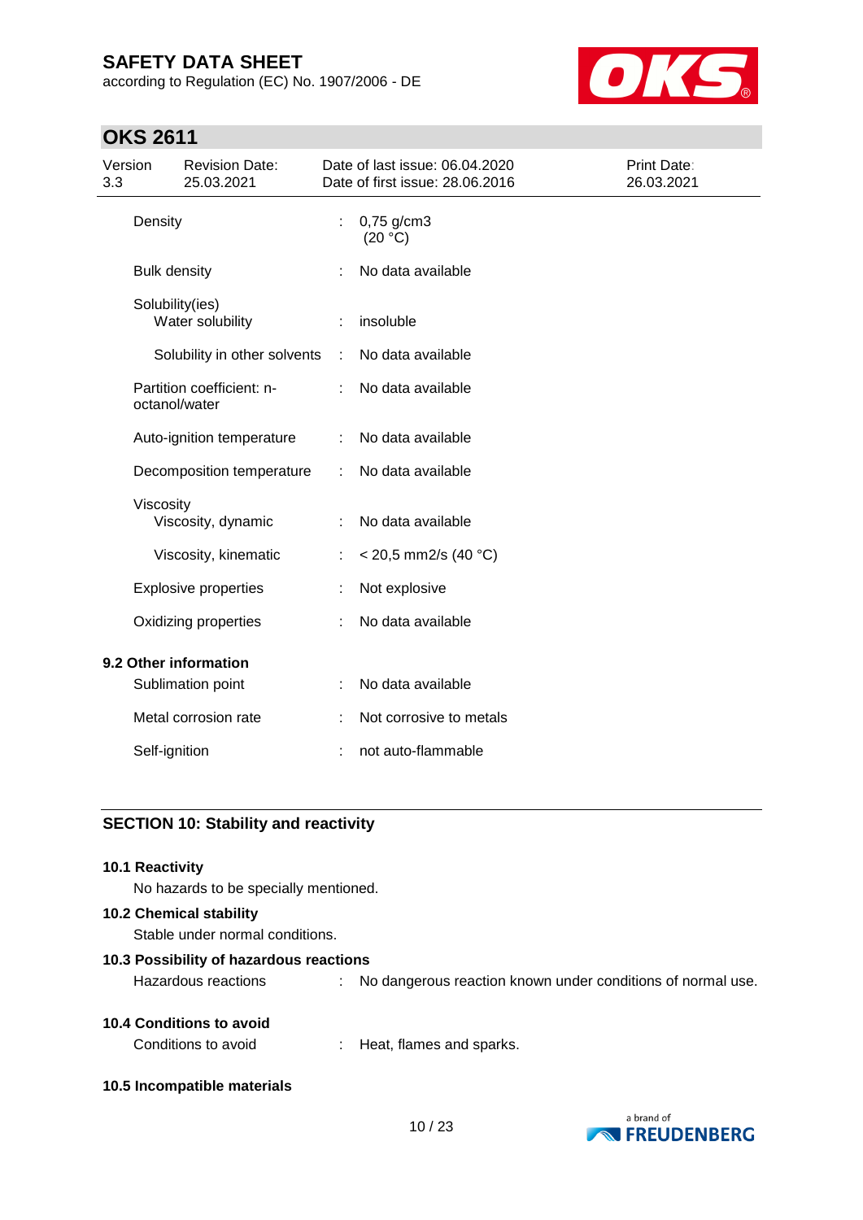| | | |
|---|---|---|
| Density | : | 0,75 g/cm3 (20 °C) |
| Bulk density | : | No data available |
| Solubility(ies) | | |
| Water solubility | : | insoluble |
| Solubility in other solvents | : | No data available |
| Partition coefficient: n-octanol/water | : | No data available |
| Auto-ignition temperature | : | No data available |
| Decomposition temperature | : | No data available |
| Viscosity | | |
| Viscosity, dynamic | : | No data available |
| Viscosity, kinematic | : | < 20,5 mm2/s (40 °C) |
| Explosive properties | : | Not explosive |
| Oxidizing properties | : | No data available |

**9.2 Other information**

| | | |
|---|---|---|
| Sublimation point | : | No data available |
| Metal corrosion rate | : | Not corrosive to metals |
| Self-ignition | : | not auto-flammable |

## SECTION 10: Stability and reactivity

**10.1 Reactivity**

No hazards to be specially mentioned.

**10.2 Chemical stability**

Stable under normal conditions.

**10.3 Possibility of hazardous reactions**

Hazardous reactions : No dangerous reaction known under conditions of normal use.

**10.4 Conditions to avoid**

Conditions to avoid : Heat, flames and sparks.

**10.5 Incompatible materials**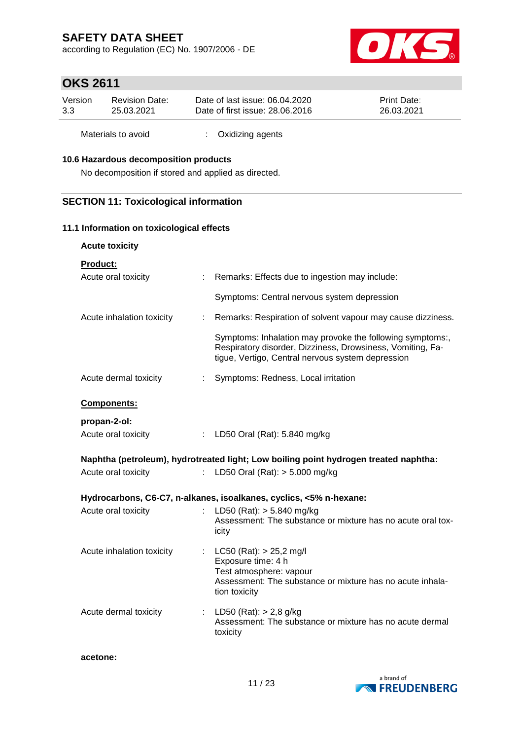Materials to avoid : Oxidizing agents

### 10.6 Hazardous decomposition products

No decomposition if stored and applied as directed.

## SECTION 11: Toxicological information

### 11.1 Information on toxicological effects

**Acute toxicity**

**Product:**

Acute oral toxicity : Remarks: Effects due to ingestion may include:

Symptoms: Central nervous system depression

Acute inhalation toxicity : Remarks: Respiration of solvent vapour may cause dizziness.

Symptoms: Inhalation may provoke the following symptoms:, Respiratory disorder, Dizziness, Drowsiness, Vomiting, Fatigue, Vertigo, Central nervous system depression

Acute dermal toxicity : Symptoms: Redness, Local irritation

**Components:**

**propan-2-ol:**

Acute oral toxicity : LD50 Oral (Rat): 5.840 mg/kg

**Naphtha (petroleum), hydrotreated light; Low boiling point hydrogen treated naphtha:**

Acute oral toxicity : LD50 Oral (Rat): > 5.000 mg/kg

**Hydrocarbons, C6-C7, n-alkanes, isoalkanes, cyclics, <5% n-hexane:**

Acute oral toxicity : LD50 (Rat): > 5.840 mg/kg
Assessment: The substance or mixture has no acute oral toxicity

Acute inhalation toxicity : LC50 (Rat): > 25,2 mg/l
Exposure time: 4 h
Test atmosphere: vapour
Assessment: The substance or mixture has no acute inhalation toxicity

Acute dermal toxicity : LD50 (Rat): > 2,8 g/kg
Assessment: The substance or mixture has no acute dermal toxicity

**acetone:**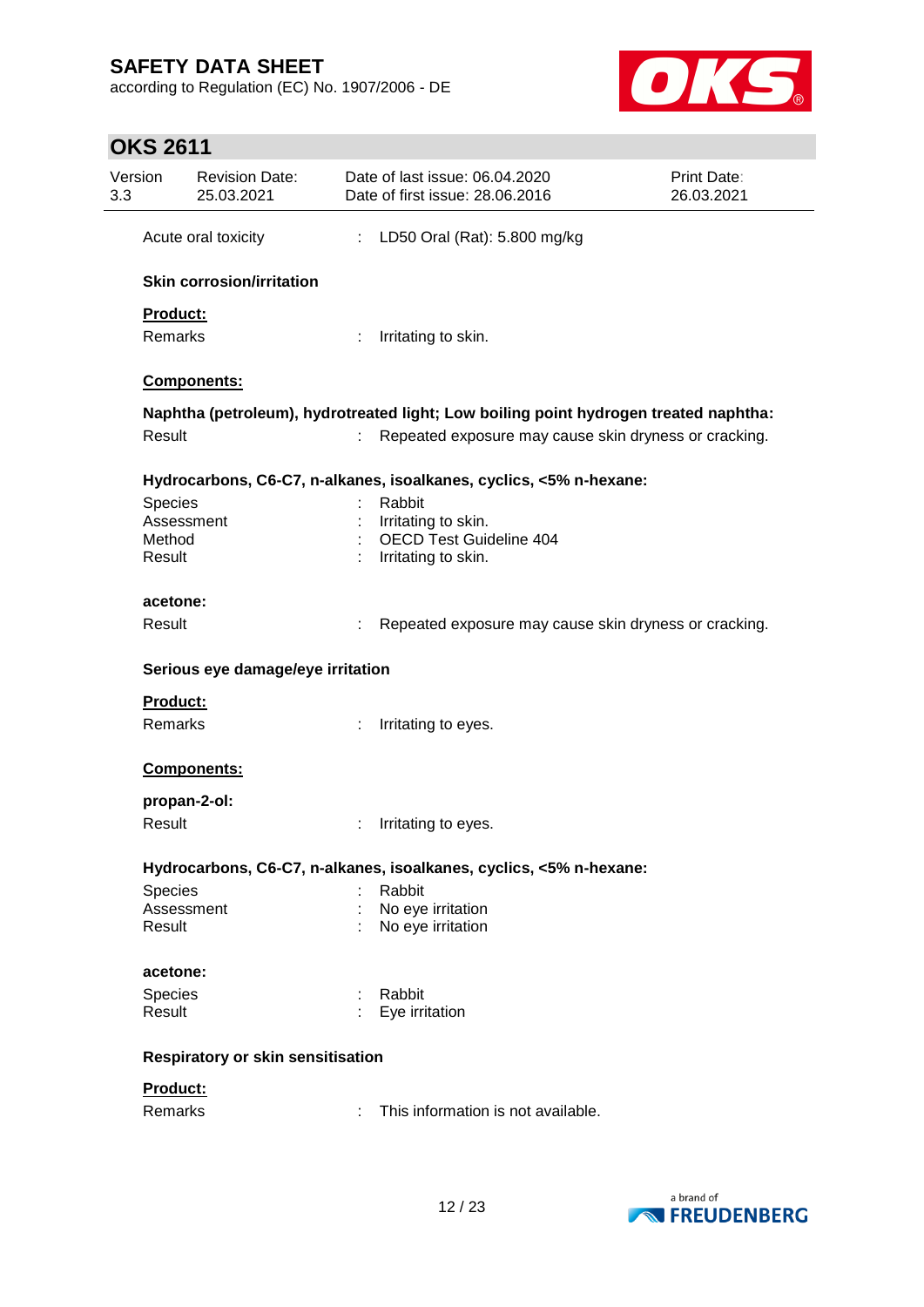Acute oral toxicity : LD50 Oral (Rat): 5.800 mg/kg

**Skin corrosion/irritation**

**Product:**

Remarks : Irritating to skin.

**Components:**

**Naphtha (petroleum), hydrotreated light; Low boiling point hydrogen treated naphtha:**

Result : Repeated exposure may cause skin dryness or cracking.

**Hydrocarbons, C6-C7, n-alkanes, isoalkanes, cyclics, <5% n-hexane:**

Species : Rabbit
Assessment : Irritating to skin.
Method : OECD Test Guideline 404
Result : Irritating to skin.

**acetone:**

Result : Repeated exposure may cause skin dryness or cracking.

**Serious eye damage/eye irritation**

**Product:**

Remarks : Irritating to eyes.

**Components:**

**propan-2-ol:**

Result : Irritating to eyes.

**Hydrocarbons, C6-C7, n-alkanes, isoalkanes, cyclics, <5% n-hexane:**

Species : Rabbit
Assessment : No eye irritation
Result : No eye irritation

**acetone:**

Species : Rabbit
Result : Eye irritation

**Respiratory or skin sensitisation**

**Product:**

Remarks : This information is not available.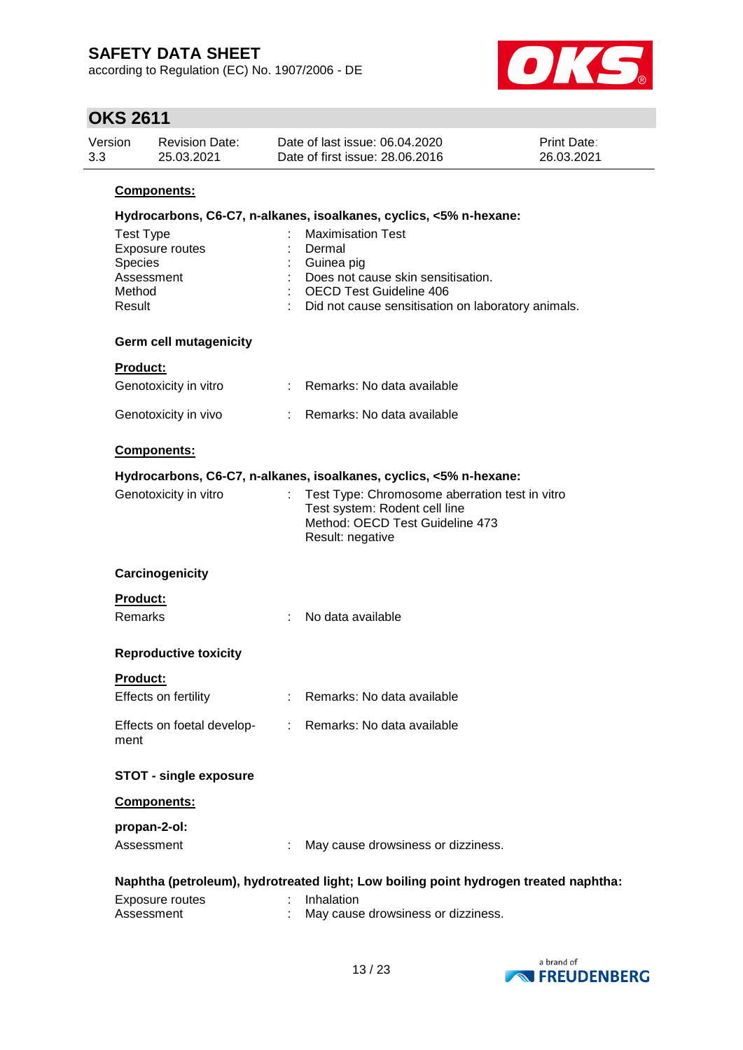**Components:**

**Hydrocarbons, C6-C7, n-alkanes, isoalkanes, cyclics, <5% n-hexane:**

| | | |
|---|---|---|
| Test Type | : | Maximisation Test |
| Exposure routes | : | Dermal |
| Species | : | Guinea pig |
| Assessment | : | Does not cause skin sensitisation. |
| Method | : | OECD Test Guideline 406 |
| Result | : | Did not cause sensitisation on laboratory animals. |

### Germ cell mutagenicity

**Product:**

| | | |
|---|---|---|
| Genotoxicity in vitro | : | Remarks: No data available |
| Genotoxicity in vivo | : | Remarks: No data available |

**Components:**

**Hydrocarbons, C6-C7, n-alkanes, isoalkanes, cyclics, <5% n-hexane:**

| | | |
|---|---|---|
| Genotoxicity in vitro | : | Test Type: Chromosome aberration test in vitro<br>Test system: Rodent cell line<br>Method: OECD Test Guideline 473<br>Result: negative |

### Carcinogenicity

**Product:**

| | | |
|---|---|---|
| Remarks | : | No data available |

### Reproductive toxicity

**Product:**

| | | |
|---|---|---|
| Effects on fertility | : | Remarks: No data available |
| Effects on foetal development | : | Remarks: No data available |

### STOT - single exposure

**Components:**

**propan-2-ol:**

| | | |
|---|---|---|
| Assessment | : | May cause drowsiness or dizziness. |

**Naphtha (petroleum), hydrotreated light; Low boiling point hydrogen treated naphtha:**

| | | |
|---|---|---|
| Exposure routes | : | Inhalation |
| Assessment | : | May cause drowsiness or dizziness. |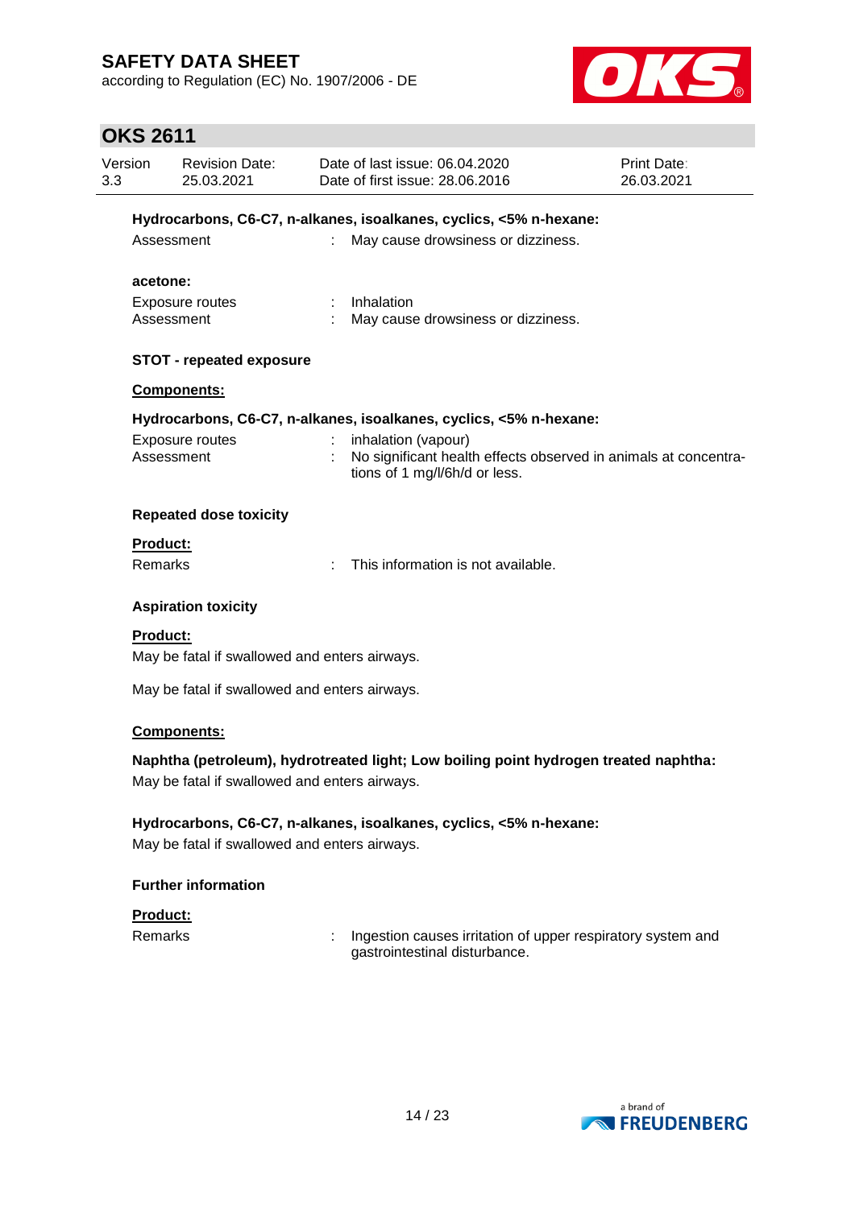**Hydrocarbons, C6-C7, n-alkanes, isoalkanes, cyclics, <5% n-hexane:**

Assessment : May cause drowsiness or dizziness.

**acetone:**

Exposure routes : Inhalation

Assessment : May cause drowsiness or dizziness.

**STOT - repeated exposure**

**Components:**

**Hydrocarbons, C6-C7, n-alkanes, isoalkanes, cyclics, <5% n-hexane:**

Exposure routes : inhalation (vapour)

Assessment : No significant health effects observed in animals at concentrations of 1 mg/l/6h/d or less.

**Repeated dose toxicity**

**Product:**

Remarks : This information is not available.

**Aspiration toxicity**

**Product:**

May be fatal if swallowed and enters airways.

May be fatal if swallowed and enters airways.

**Components:**

**Naphtha (petroleum), hydrotreated light; Low boiling point hydrogen treated naphtha:**

May be fatal if swallowed and enters airways.

**Hydrocarbons, C6-C7, n-alkanes, isoalkanes, cyclics, <5% n-hexane:**

May be fatal if swallowed and enters airways.

**Further information**

**Product:**

Remarks : Ingestion causes irritation of upper respiratory system and gastrointestinal disturbance.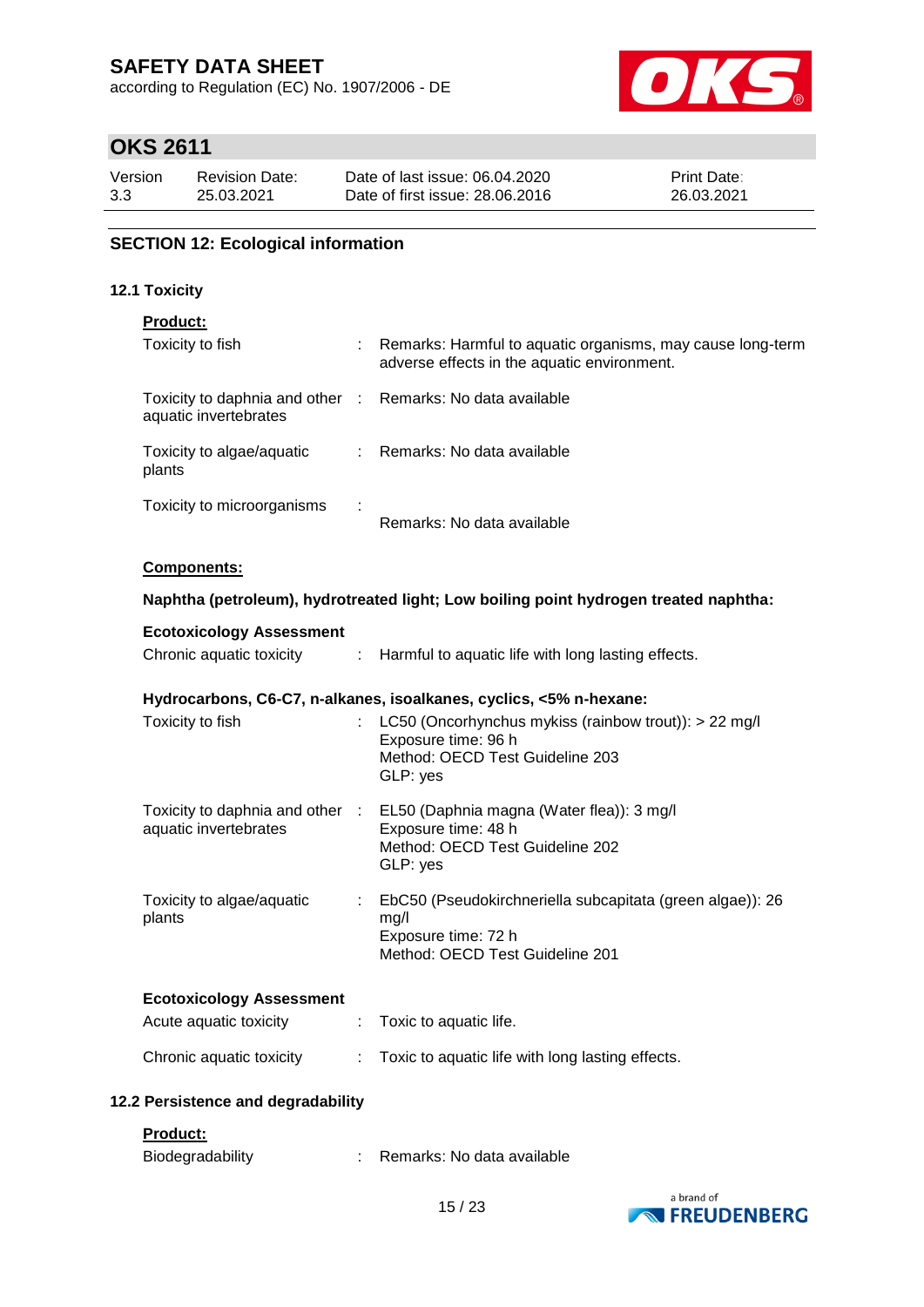## SECTION 12: Ecological information

### 12.1 Toxicity

**Product:**

| | | |
|---|---|---|
| Toxicity to fish | : | Remarks: Harmful to aquatic organisms, may cause long-term adverse effects in the aquatic environment. |
| Toxicity to daphnia and other aquatic invertebrates | : | Remarks: No data available |
| Toxicity to algae/aquatic plants | : | Remarks: No data available |
| Toxicity to microorganisms | : | Remarks: No data available |

**Components:**

**Naphtha (petroleum), hydrotreated light; Low boiling point hydrogen treated naphtha:**

**Ecotoxicology Assessment**

| | | |
|---|---|---|
| Chronic aquatic toxicity | : | Harmful to aquatic life with long lasting effects. |

**Hydrocarbons, C6-C7, n-alkanes, isoalkanes, cyclics, <5% n-hexane:**

| | | |
|---|---|---|
| Toxicity to fish | : | LC50 (Oncorhynchus mykiss (rainbow trout)): > 22 mg/l<br>Exposure time: 96 h<br>Method: OECD Test Guideline 203<br>GLP: yes |
| Toxicity to daphnia and other aquatic invertebrates | : | EL50 (Daphnia magna (Water flea)): 3 mg/l<br>Exposure time: 48 h<br>Method: OECD Test Guideline 202<br>GLP: yes |
| Toxicity to algae/aquatic plants | : | EbC50 (Pseudokirchneriella subcapitata (green algae)): 26 mg/l<br>Exposure time: 72 h<br>Method: OECD Test Guideline 201 |

**Ecotoxicology Assessment**

| | | |
|---|---|---|
| Acute aquatic toxicity | : | Toxic to aquatic life. |
| Chronic aquatic toxicity | : | Toxic to aquatic life with long lasting effects. |

### 12.2 Persistence and degradability

**Product:**

| | | |
|---|---|---|
| Biodegradability | : | Remarks: No data available |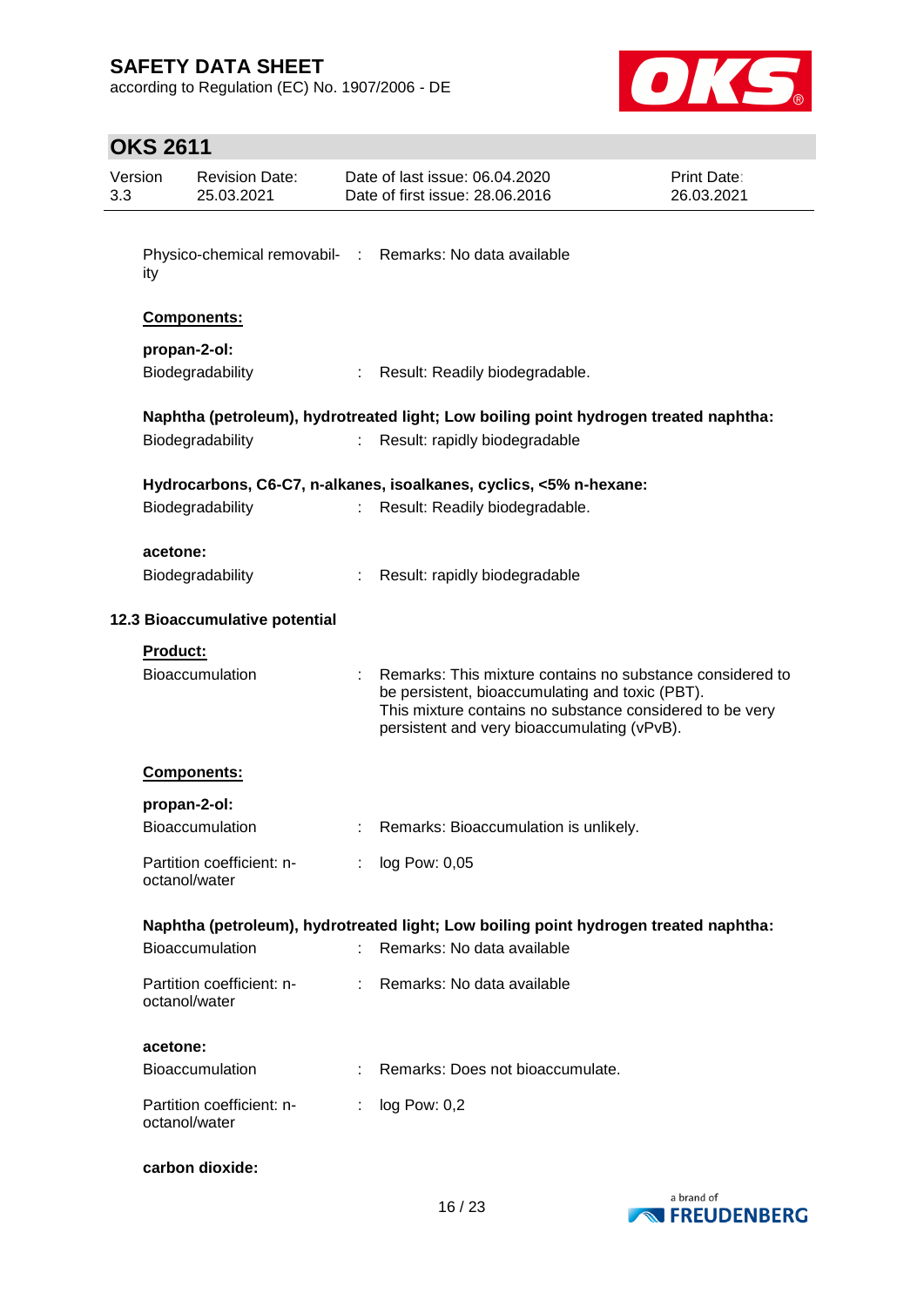Physico-chemical removability : Remarks: No data available

**Components:**

**propan-2-ol:**

Biodegradability : Result: Readily biodegradable.

**Naphtha (petroleum), hydrotreated light; Low boiling point hydrogen treated naphtha:**

Biodegradability : Result: rapidly biodegradable

**Hydrocarbons, C6-C7, n-alkanes, isoalkanes, cyclics, <5% n-hexane:**

Biodegradability : Result: Readily biodegradable.

**acetone:**

Biodegradability : Result: rapidly biodegradable

**12.3 Bioaccumulative potential**

**Product:**

Bioaccumulation : Remarks: This mixture contains no substance considered to be persistent, bioaccumulating and toxic (PBT). This mixture contains no substance considered to be very persistent and very bioaccumulating (vPvB).

**Components:**

**propan-2-ol:**

Bioaccumulation : Remarks: Bioaccumulation is unlikely.

Partition coefficient: n-octanol/water : log Pow: 0,05

**Naphtha (petroleum), hydrotreated light; Low boiling point hydrogen treated naphtha:**

Bioaccumulation : Remarks: No data available

Partition coefficient: n-octanol/water : Remarks: No data available

**acetone:**

Bioaccumulation : Remarks: Does not bioaccumulate.

Partition coefficient: n-octanol/water : log Pow: 0,2

**carbon dioxide:**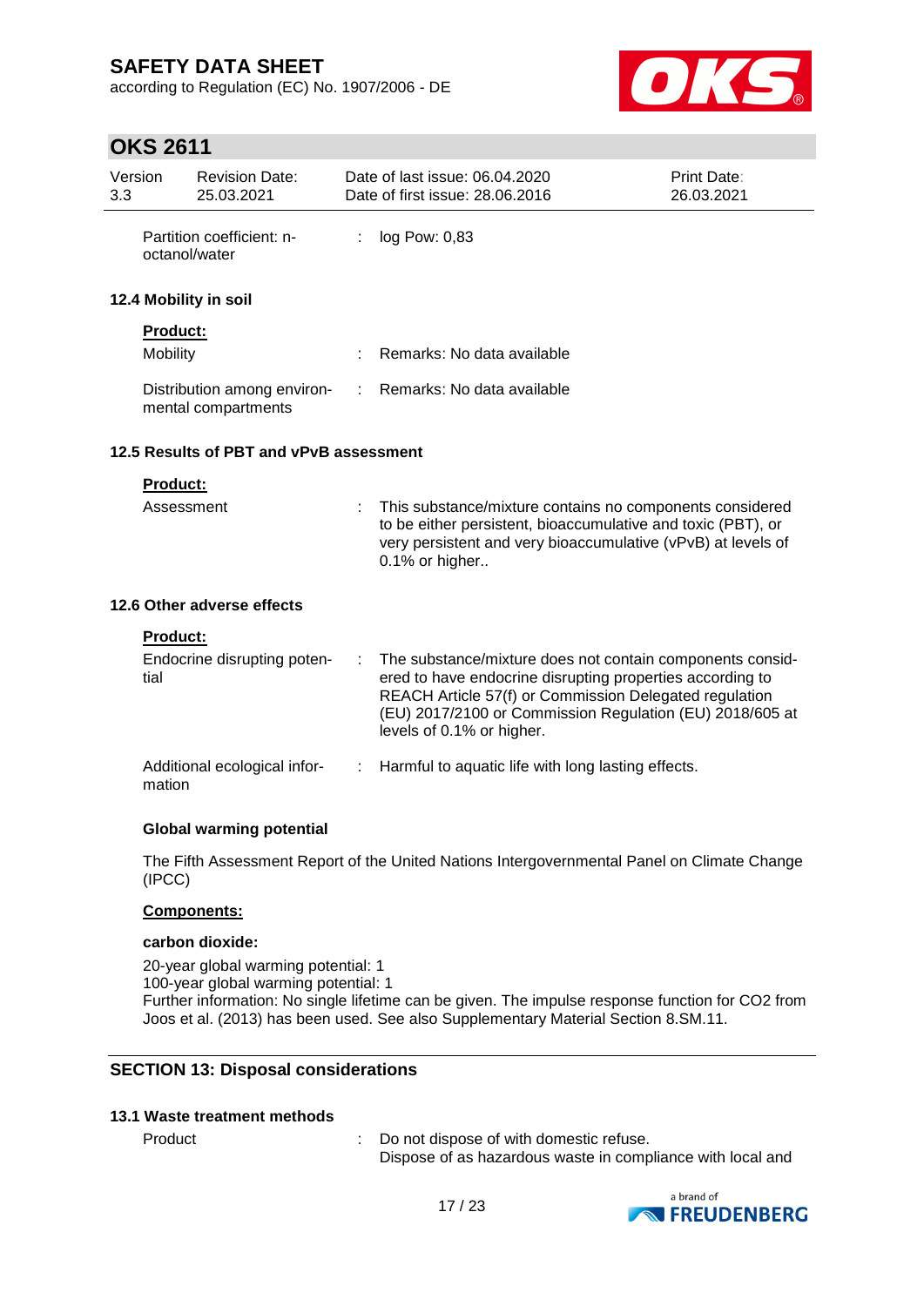| | | |
|---|---|---|
| Partition coefficient: n-octanol/water | : | log Pow: 0,83 |

### 12.4 Mobility in soil

**Product:**

| | | |
|---|---|---|
| Mobility | : | Remarks: No data available |
| Distribution among environmental compartments | : | Remarks: No data available |

### 12.5 Results of PBT and vPvB assessment

**Product:**

| | | |
|---|---|---|
| Assessment | : | This substance/mixture contains no components considered to be either persistent, bioaccumulative and toxic (PBT), or very persistent and very bioaccumulative (vPvB) at levels of 0.1% or higher.. |

### 12.6 Other adverse effects

**Product:**

| | | |
|---|---|---|
| Endocrine disrupting potential | : | The substance/mixture does not contain components considered to have endocrine disrupting properties according to REACH Article 57(f) or Commission Delegated regulation (EU) 2017/2100 or Commission Regulation (EU) 2018/605 at levels of 0.1% or higher. |
| Additional ecological information | : | Harmful to aquatic life with long lasting effects. |

**Global warming potential**

The Fifth Assessment Report of the United Nations Intergovernmental Panel on Climate Change (IPCC)

**Components:**

**carbon dioxide:**

20-year global warming potential: 1
100-year global warming potential: 1
Further information: No single lifetime can be given. The impulse response function for $CO_2$ from Joos et al. (2013) has been used. See also Supplementary Material Section 8.SM.11.

## SECTION 13: Disposal considerations

### 13.1 Waste treatment methods

| | | |
|---|---|---|
| Product | : | Do not dispose of with domestic refuse. Dispose of as hazardous waste in compliance with local and |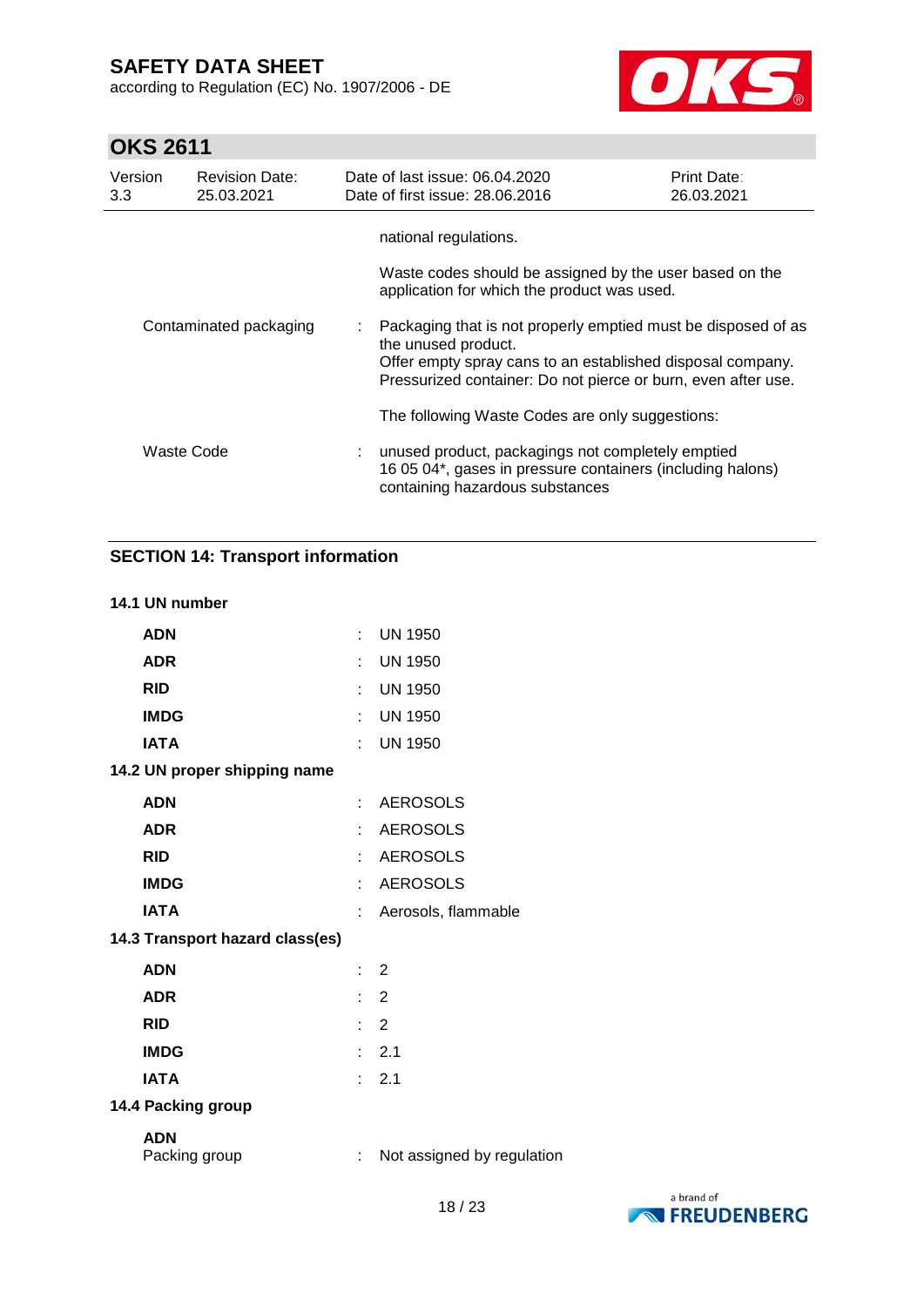national regulations.

Waste codes should be assigned by the user based on the application for which the product was used.

| | | |
|---|---|---|
| Contaminated packaging | : | Packaging that is not properly emptied must be disposed of as the unused product. Offer empty spray cans to an established disposal company. Pressurized container: Do not pierce or burn, even after use. |
| | | The following Waste Codes are only suggestions: |
| Waste Code | : | unused product, packagings not completely emptied 16 05 04*, gases in pressure containers (including halons) containing hazardous substances |

## SECTION 14: Transport information

### 14.1 UN number

| | | |
|---|---|---|
| **ADN** | : | UN 1950 |
| **ADR** | : | UN 1950 |
| **RID** | : | UN 1950 |
| **IMDG** | : | UN 1950 |
| **IATA** | : | UN 1950 |

### 14.2 UN proper shipping name

| | | |
|---|---|---|
| **ADN** | : | AEROSOLS |
| **ADR** | : | AEROSOLS |
| **RID** | : | AEROSOLS |
| **IMDG** | : | AEROSOLS |
| **IATA** | : | Aerosols, flammable |

### 14.3 Transport hazard class(es)

| | | |
|---|---|---|
| **ADN** | : | 2 |
| **ADR** | : | 2 |
| **RID** | : | 2 |
| **IMDG** | : | 2.1 |
| **IATA** | : | 2.1 |

### 14.4 Packing group

**ADN**

| | | |
|---|---|---|
| Packing group | : | Not assigned by regulation |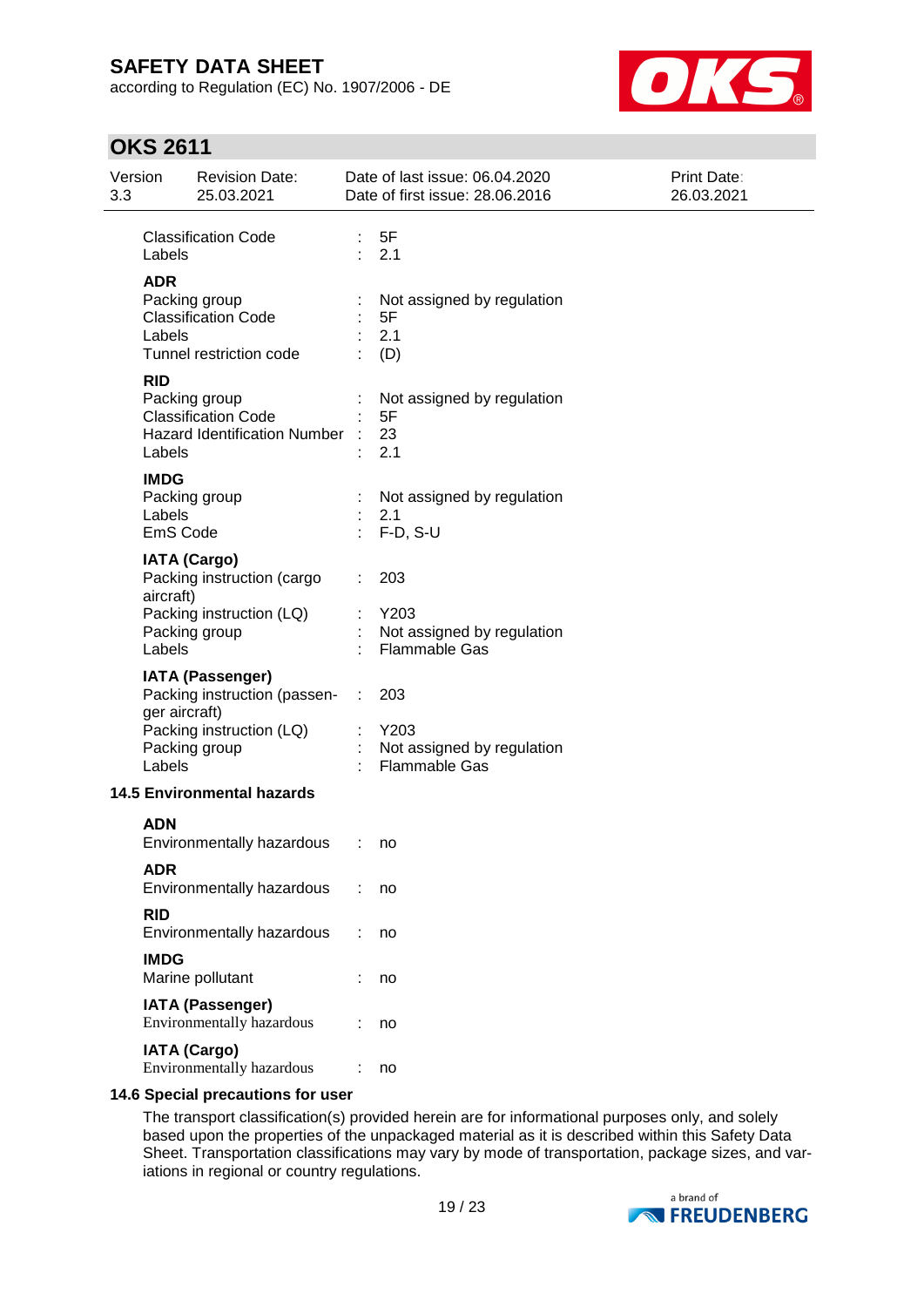| | | |
|---|---|---|
| Classification Code | : | 5F |
| Labels | : | 2.1 |

**ADR**

| | | |
|---|---|---|
| Packing group | : | Not assigned by regulation |
| Classification Code | : | 5F |
| Labels | : | 2.1 |
| Tunnel restriction code | : | (D) |

**RID**

| | | |
|---|---|---|
| Packing group | : | Not assigned by regulation |
| Classification Code | : | 5F |
| Hazard Identification Number | : | 23 |
| Labels | : | 2.1 |

**IMDG**

| | | |
|---|---|---|
| Packing group | : | Not assigned by regulation |
| Labels | : | 2.1 |
| EmS Code | : | F-D, S-U |

**IATA (Cargo)**

| | | |
|---|---|---|
| Packing instruction (cargo aircraft) | : | 203 |
| Packing instruction (LQ) | : | Y203 |
| Packing group | : | Not assigned by regulation |
| Labels | : | Flammable Gas |

**IATA (Passenger)**

| | | |
|---|---|---|
| Packing instruction (passenger aircraft) | : | 203 |
| Packing instruction (LQ) | : | Y203 |
| Packing group | : | Not assigned by regulation |
| Labels | : | Flammable Gas |

### 14.5 Environmental hazards

**ADN**

Environmentally hazardous : no

**ADR**

Environmentally hazardous : no

**RID**

Environmentally hazardous : no

**IMDG**

Marine pollutant : no

**IATA (Passenger)**

Environmentally hazardous : no

**IATA (Cargo)**

Environmentally hazardous : no

### 14.6 Special precautions for user

The transport classification(s) provided herein are for informational purposes only, and solely based upon the properties of the unpackaged material as it is described within this Safety Data Sheet. Transportation classifications may vary by mode of transportation, package sizes, and variations in regional or country regulations.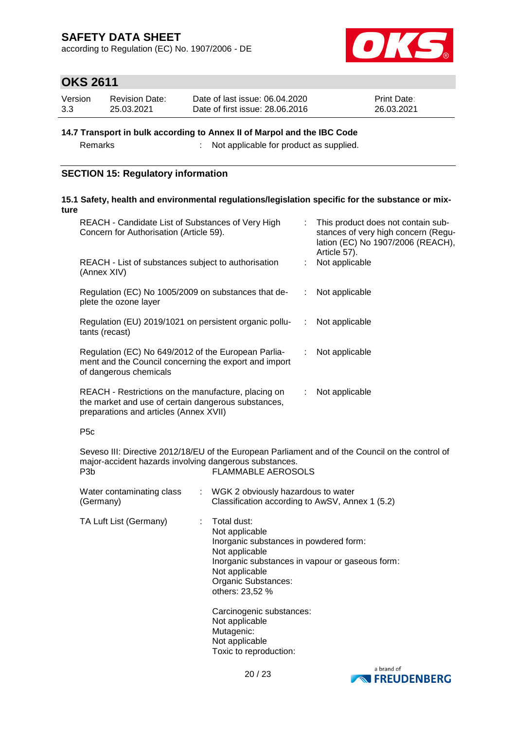## 14.7 Transport in bulk according to Annex II of Marpol and the IBC Code

Remarks : Not applicable for product as supplied.

## SECTION 15: Regulatory information

### 15.1 Safety, health and environmental regulations/legislation specific for the substance or mixture

| | | |
|---|---|---|
| REACH - Candidate List of Substances of Very High Concern for Authorisation (Article 59). | : | This product does not contain substances of very high concern (Regulation (EC) No 1907/2006 (REACH), Article 57). |
| REACH - List of substances subject to authorisation (Annex XIV) | : | Not applicable |
| Regulation (EC) No 1005/2009 on substances that deplete the ozone layer | : | Not applicable |
| Regulation (EU) 2019/1021 on persistent organic pollutants (recast) | : | Not applicable |
| Regulation (EC) No 649/2012 of the European Parliament and the Council concerning the export and import of dangerous chemicals | : | Not applicable |
| REACH - Restrictions on the manufacture, placing on the market and use of certain dangerous substances, preparations and articles (Annex XVII) | : | Not applicable |

P5c

Seveso III: Directive 2012/18/EU of the European Parliament and of the Council on the control of major-accident hazards involving dangerous substances.

P3b FLAMMABLE AEROSOLS

Water contaminating class (Germany) : WGK 2 obviously hazardous to water
Classification according to AwSV, Annex 1 (5.2)

TA Luft List (Germany) : Total dust:
Not applicable
Inorganic substances in powdered form:
Not applicable
Inorganic substances in vapour or gaseous form:
Not applicable
Organic Substances:
others: 23,52 %

Carcinogenic substances:
Not applicable
Mutagenic:
Not applicable
Toxic to reproduction: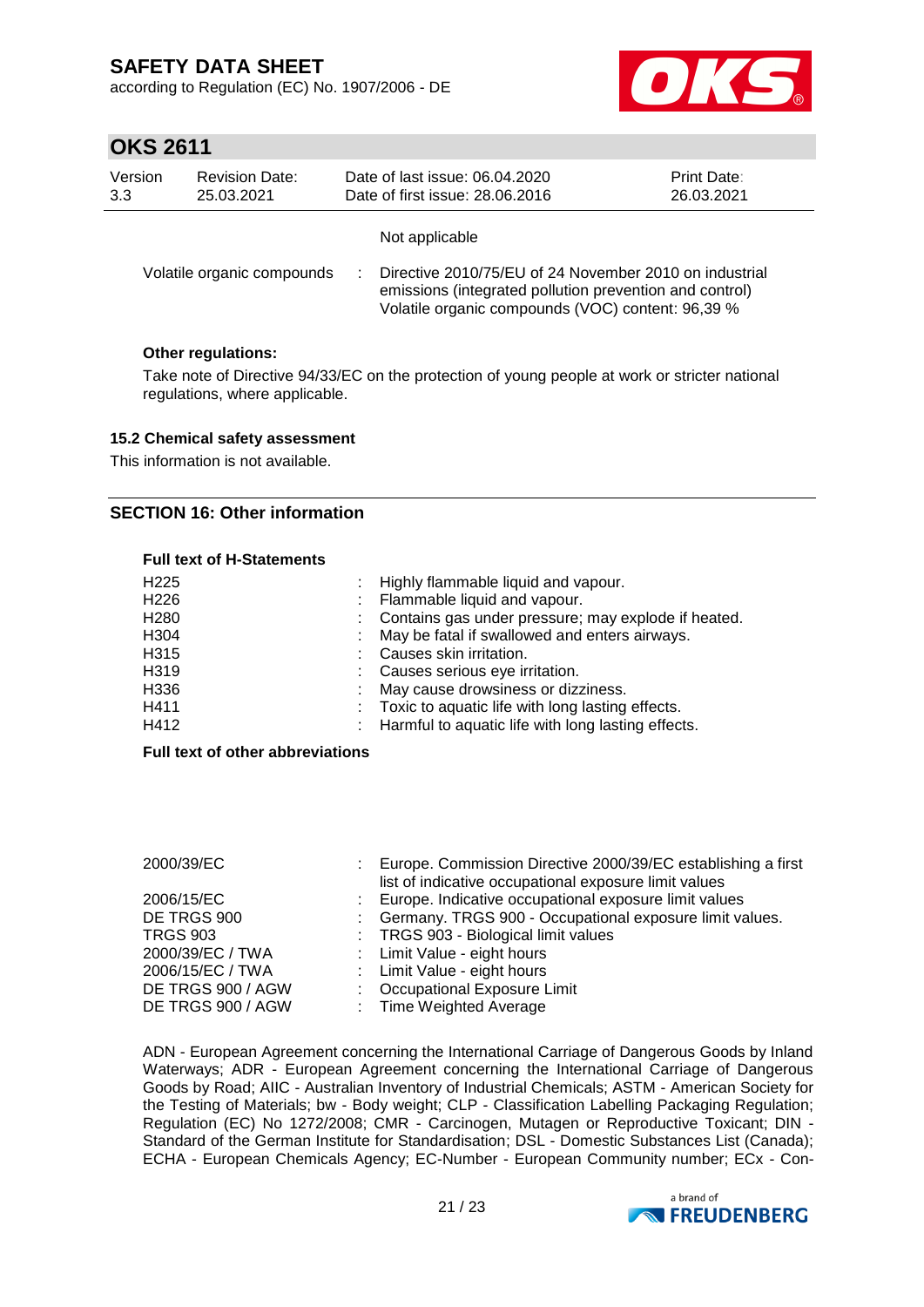Not applicable

| | |
|---|---|
| Volatile organic compounds | : Directive 2010/75/EU of 24 November 2010 on industrial emissions (integrated pollution prevention and control) Volatile organic compounds (VOC) content: 96,39 % |

**Other regulations:**

Take note of Directive 94/33/EC on the protection of young people at work or stricter national regulations, where applicable.

### 15.2 Chemical safety assessment

This information is not available.

## SECTION 16: Other information

**Full text of H-Statements**

| | |
|---|---|
| H225 | : Highly flammable liquid and vapour. |
| H226 | : Flammable liquid and vapour. |
| H280 | : Contains gas under pressure; may explode if heated. |
| H304 | : May be fatal if swallowed and enters airways. |
| H315 | : Causes skin irritation. |
| H319 | : Causes serious eye irritation. |
| H336 | : May cause drowsiness or dizziness. |
| H411 | : Toxic to aquatic life with long lasting effects. |
| H412 | : Harmful to aquatic life with long lasting effects. |

**Full text of other abbreviations**

| | |
|---|---|
| 2000/39/EC | : Europe. Commission Directive 2000/39/EC establishing a first list of indicative occupational exposure limit values |
| 2006/15/EC | : Europe. Indicative occupational exposure limit values |
| DE TRGS 900 | : Germany. TRGS 900 - Occupational exposure limit values. |
| TRGS 903 | : TRGS 903 - Biological limit values |
| 2000/39/EC / TWA | : Limit Value - eight hours |
| 2006/15/EC / TWA | : Limit Value - eight hours |
| DE TRGS 900 / AGW | : Occupational Exposure Limit |
| DE TRGS 900 / AGW | : Time Weighted Average |

ADN - European Agreement concerning the International Carriage of Dangerous Goods by Inland Waterways; ADR - European Agreement concerning the International Carriage of Dangerous Goods by Road; AIIC - Australian Inventory of Industrial Chemicals; ASTM - American Society for the Testing of Materials; bw - Body weight; CLP - Classification Labelling Packaging Regulation; Regulation (EC) No 1272/2008; CMR - Carcinogen, Mutagen or Reproductive Toxicant; DIN - Standard of the German Institute for Standardisation; DSL - Domestic Substances List (Canada); ECHA - European Chemicals Agency; EC-Number - European Community number; ECx - Con-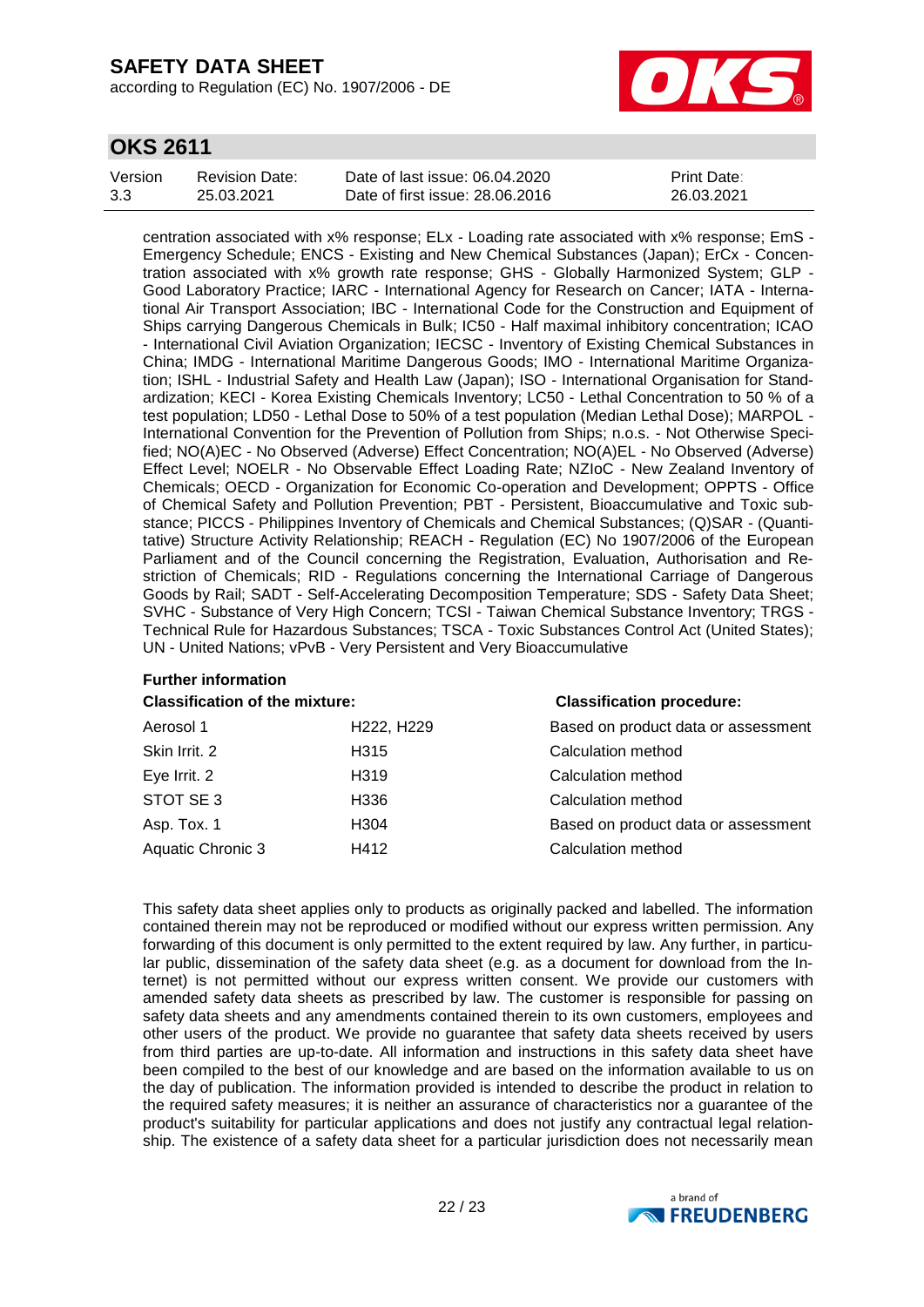centration associated with x% response; ELx - Loading rate associated with x% response; EmS - Emergency Schedule; ENCS - Existing and New Chemical Substances (Japan); ErCx - Concentration associated with x% growth rate response; GHS - Globally Harmonized System; GLP - Good Laboratory Practice; IARC - International Agency for Research on Cancer; IATA - International Air Transport Association; IBC - International Code for the Construction and Equipment of Ships carrying Dangerous Chemicals in Bulk; IC50 - Half maximal inhibitory concentration; ICAO - International Civil Aviation Organization; IECSC - Inventory of Existing Chemical Substances in China; IMDG - International Maritime Dangerous Goods; IMO - International Maritime Organization; ISHL - Industrial Safety and Health Law (Japan); ISO - International Organisation for Standardization; KECI - Korea Existing Chemicals Inventory; LC50 - Lethal Concentration to 50 % of a test population; LD50 - Lethal Dose to 50% of a test population (Median Lethal Dose); MARPOL - International Convention for the Prevention of Pollution from Ships; n.o.s. - Not Otherwise Specified; NO(A)EC - No Observed (Adverse) Effect Concentration; NO(A)EL - No Observed (Adverse) Effect Level; NOELR - No Observable Effect Loading Rate; NZIoC - New Zealand Inventory of Chemicals; OECD - Organization for Economic Co-operation and Development; OPPTS - Office of Chemical Safety and Pollution Prevention; PBT - Persistent, Bioaccumulative and Toxic substance; PICCS - Philippines Inventory of Chemicals and Chemical Substances; (Q)SAR - (Quantitative) Structure Activity Relationship; REACH - Regulation (EC) No 1907/2006 of the European Parliament and of the Council concerning the Registration, Evaluation, Authorisation and Restriction of Chemicals; RID - Regulations concerning the International Carriage of Dangerous Goods by Rail; SADT - Self-Accelerating Decomposition Temperature; SDS - Safety Data Sheet; SVHC - Substance of Very High Concern; TCSI - Taiwan Chemical Substance Inventory; TRGS - Technical Rule for Hazardous Substances; TSCA - Toxic Substances Control Act (United States); UN - United Nations; vPvB - Very Persistent and Very Bioaccumulative

**Further information**

| Classification of the mixture: | | Classification procedure: |
|---|---|---|
| Aerosol 1 | H222, H229 | Based on product data or assessment |
| Skin Irrit. 2 | H315 | Calculation method |
| Eye Irrit. 2 | H319 | Calculation method |
| STOT SE 3 | H336 | Calculation method |
| Asp. Tox. 1 | H304 | Based on product data or assessment |
| Aquatic Chronic 3 | H412 | Calculation method |

This safety data sheet applies only to products as originally packed and labelled. The information contained therein may not be reproduced or modified without our express written permission. Any forwarding of this document is only permitted to the extent required by law. Any further, in particular public, dissemination of the safety data sheet (e.g. as a document for download from the Internet) is not permitted without our express written consent. We provide our customers with amended safety data sheets as prescribed by law. The customer is responsible for passing on safety data sheets and any amendments contained therein to its own customers, employees and other users of the product. We provide no guarantee that safety data sheets received by users from third parties are up-to-date. All information and instructions in this safety data sheet have been compiled to the best of our knowledge and are based on the information available to us on the day of publication. The information provided is intended to describe the product in relation to the required safety measures; it is neither an assurance of characteristics nor a guarantee of the product's suitability for particular applications and does not justify any contractual legal relationship. The existence of a safety data sheet for a particular jurisdiction does not necessarily mean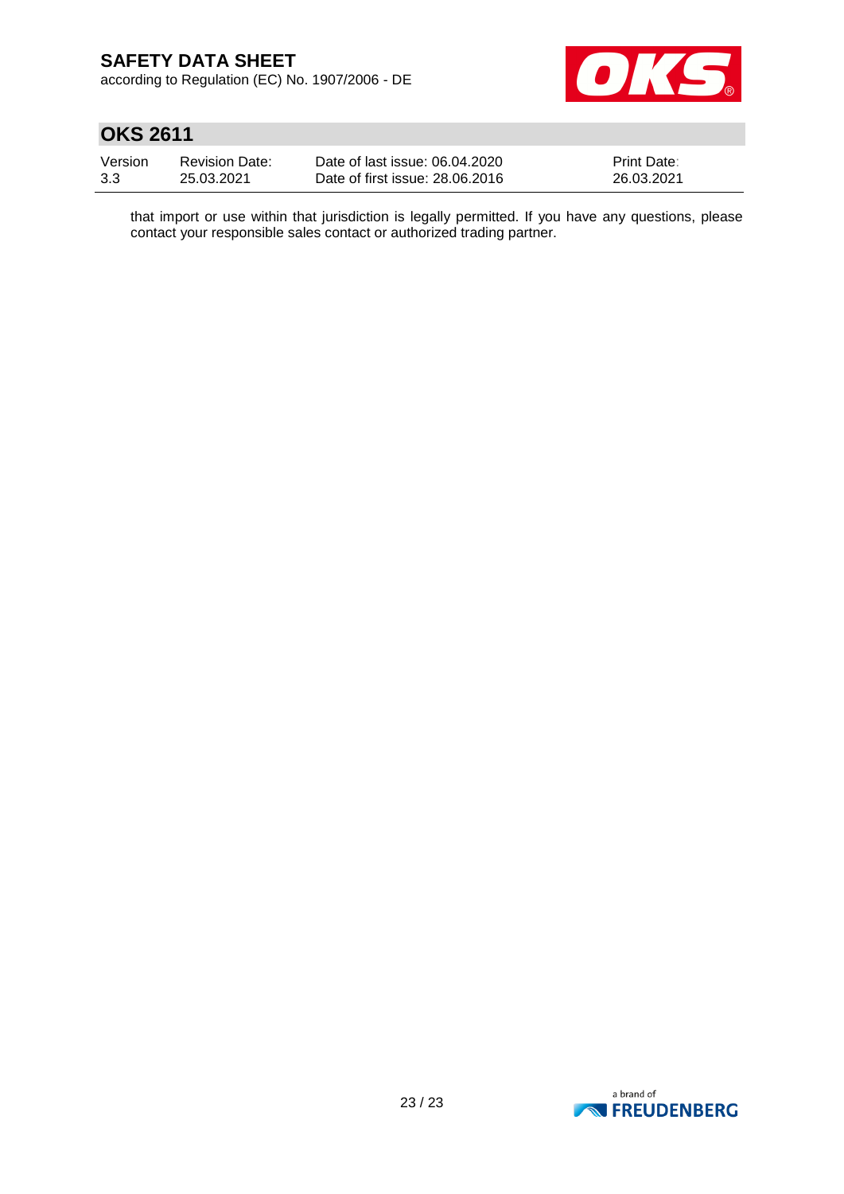that import or use within that jurisdiction is legally permitted. If you have any questions, please contact your responsible sales contact or authorized trading partner.